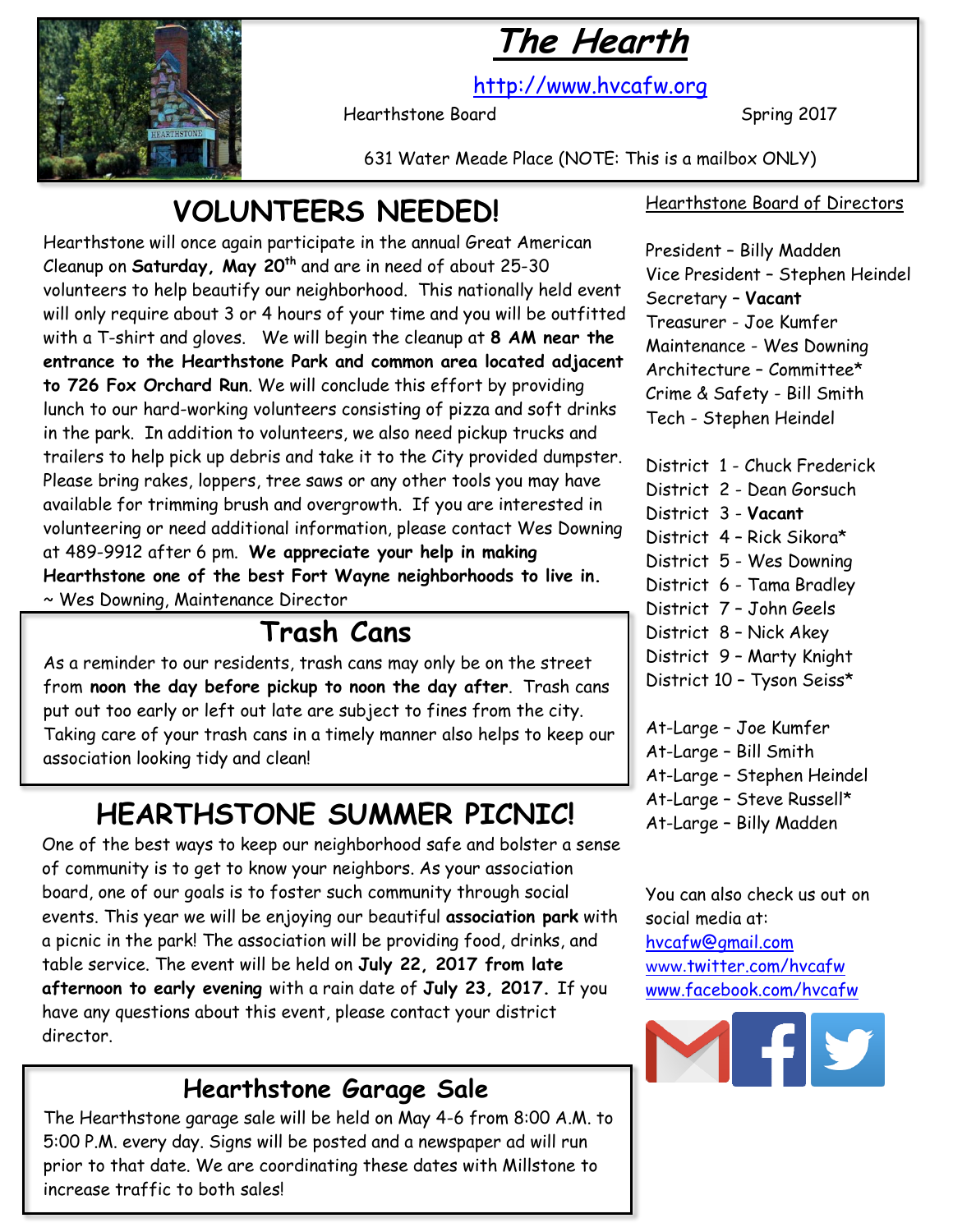# The Hearth

http://www.hvcafw.org

Hearthstone Board Spring 2017

631 Water Meade Place (NOTE: This is a mailbox ONLY)

## VOLUNTEERS NEEDED!

Hearthstone will once again participate in the annual Great American Cleanup on **Saturday, May 20th** and are in need of about 25-30 volunteers to help beautify our neighborhood. This nationally held event will only require about 3 or 4 hours of your time and you will be outfitted with a T-shirt and gloves. We will begin the cleanup at **8 AM near the entrance to the Hearthstone Park and common area located adjacent to 726 Fox Orchard Run**. We will conclude this effort by providing lunch to our hard-working volunteers consisting of pizza and soft drinks in the park. In addition to volunteers, we also need pickup trucks and trailers to help pick up debris and take it to the City provided dumpster. Please bring rakes, loppers, tree saws or any other tools you may have available for trimming brush and overgrowth. If you are interested in volunteering or need additional information, please contact Wes Downing at 489-9912 after 6 pm. **We appreciate your help in making Hearthstone one of the best Fort Wayne neighborhoods to live in.**
~ Wes Downing, Maintenance Director

## Trash Cans

As a reminder to our residents, trash cans may only be on the street from **noon the day before pickup to noon the day after**. Trash cans put out too early or left out late are subject to fines from the city. Taking care of your trash cans in a timely manner also helps to keep our association looking tidy and clean!

## HEARTHSTONE SUMMER PICNIC!

One of the best ways to keep our neighborhood safe and bolster a sense of community is to get to know your neighbors. As your association board, one of our goals is to foster such community through social events. This year we will be enjoying our beautiful **association park** with a picnic in the park! The association will be providing food, drinks, and table service. The event will be held on **July 22, 2017 from late afternoon to early evening** with a rain date of **July 23, 2017.** If you have any questions about this event, please contact your district director.

## Hearthstone Garage Sale

The Hearthstone garage sale will be held on May 4-6 from 8:00 A.M. to 5:00 P.M. every day. Signs will be posted and a newspaper ad will run prior to that date. We are coordinating these dates with Millstone to increase traffic to both sales!

### Hearthstone Board of Directors

President – Billy Madden
Vice President – Stephen Heindel
Secretary – **Vacant**
Treasurer - Joe Kumfer
Maintenance - Wes Downing
Architecture – Committee*
Crime & Safety - Bill Smith
Tech - Stephen Heindel

District 1 - Chuck Frederick
District 2 - Dean Gorsuch
District 3 - **Vacant**
District 4 – Rick Sikora*
District 5 - Wes Downing
District 6 - Tama Bradley
District 7 – John Geels
District 8 – Nick Akey
District 9 – Marty Knight
District 10 – Tyson Seiss*

At-Large – Joe Kumfer
At-Large – Bill Smith
At-Large – Stephen Heindel
At-Large – Steve Russell*
At-Large – Billy Madden

You can also check us out on social media at:
hvcafw@gmail.com
www.twitter.com/hvcafw
www.facebook.com/hvcafw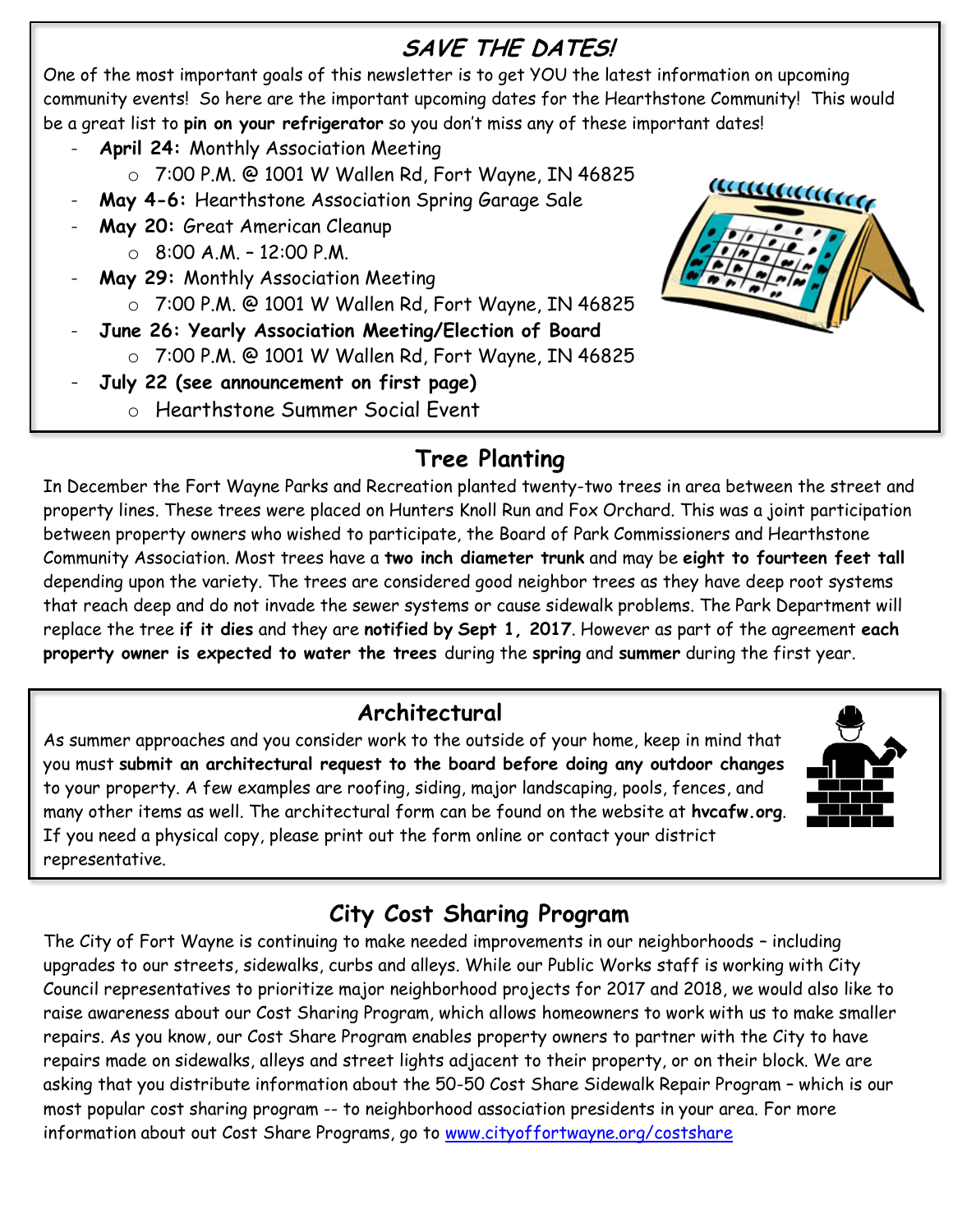## *SAVE THE DATES!*

One of the most important goals of this newsletter is to get YOU the latest information on upcoming community events! So here are the important upcoming dates for the Hearthstone Community! This would be a great list to **pin on your refrigerator** so you don't miss any of these important dates!

- **April 24:** Monthly Association Meeting
  - 7:00 P.M. @ 1001 W Wallen Rd, Fort Wayne, IN 46825
- **May 4-6:** Hearthstone Association Spring Garage Sale
- **May 20:** Great American Cleanup
  - 8:00 A.M. – 12:00 P.M.
- **May 29:** Monthly Association Meeting
  - 7:00 P.M. @ 1001 W Wallen Rd, Fort Wayne, IN 46825
- **June 26: Yearly Association Meeting/Election of Board**
  - 7:00 P.M. @ 1001 W Wallen Rd, Fort Wayne, IN 46825
- **July 22 (see announcement on first page)**
  - Hearthstone Summer Social Event

## Tree Planting

In December the Fort Wayne Parks and Recreation planted twenty-two trees in area between the street and property lines. These trees were placed on Hunters Knoll Run and Fox Orchard. This was a joint participation between property owners who wished to participate, the Board of Park Commissioners and Hearthstone Community Association. Most trees have a **two inch diameter trunk** and may be **eight to fourteen feet tall** depending upon the variety. The trees are considered good neighbor trees as they have deep root systems that reach deep and do not invade the sewer systems or cause sidewalk problems. The Park Department will replace the tree **if it dies** and they are **notified by Sept 1, 2017**. However as part of the agreement **each property owner is expected to water the trees** during the **spring** and **summer** during the first year.

## Architectural

As summer approaches and you consider work to the outside of your home, keep in mind that you must **submit an architectural request to the board before doing any outdoor changes** to your property. A few examples are roofing, siding, major landscaping, pools, fences, and many other items as well. The architectural form can be found on the website at **hvcafw.org**. If you need a physical copy, please print out the form online or contact your district representative.

## City Cost Sharing Program

The City of Fort Wayne is continuing to make needed improvements in our neighborhoods – including upgrades to our streets, sidewalks, curbs and alleys. While our Public Works staff is working with City Council representatives to prioritize major neighborhood projects for 2017 and 2018, we would also like to raise awareness about our Cost Sharing Program, which allows homeowners to work with us to make smaller repairs. As you know, our Cost Share Program enables property owners to partner with the City to have repairs made on sidewalks, alleys and street lights adjacent to their property, or on their block. We are asking that you distribute information about the 50-50 Cost Share Sidewalk Repair Program – which is our most popular cost sharing program -- to neighborhood association presidents in your area. For more information about out Cost Share Programs, go to www.cityoffortwayne.org/costshare